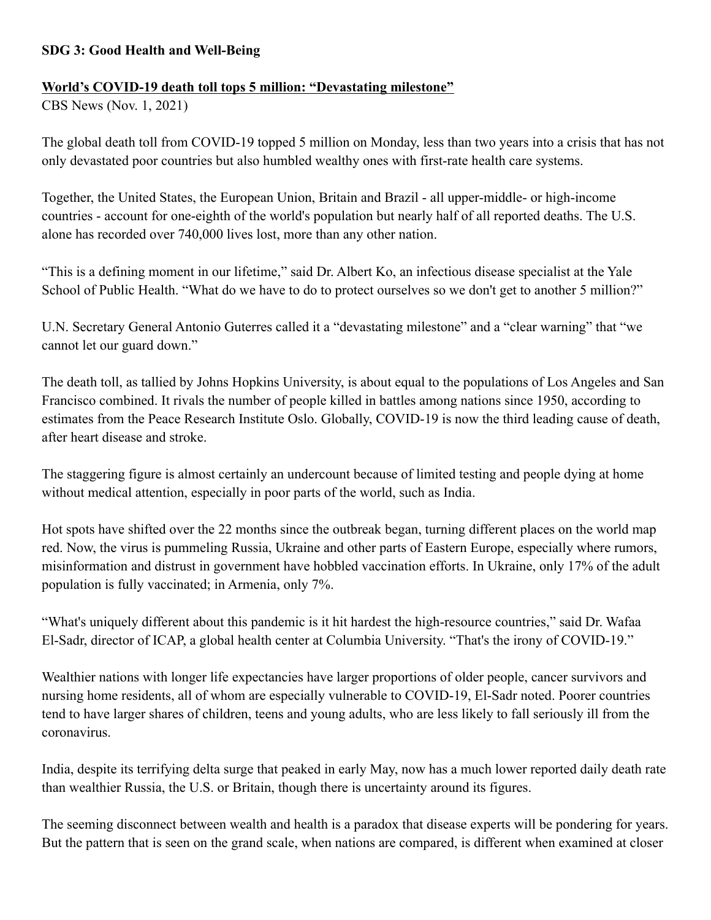**SDG 3: Good Health and Well-Being**

**World's COVID-19 death toll tops 5 million: "Devastating milestone"**

CBS News (Nov. 1, 2021)

The global death toll from COVID-19 topped 5 million on Monday, less than two years into a crisis that has not only devastated poor countries but also humbled wealthy ones with first-rate health care systems.

Together, the United States, the European Union, Britain and Brazil - all upper-middle- or high-income countries - account for one-eighth of the world's population but nearly half of all reported deaths. The U.S. alone has recorded over 740,000 lives lost, more than any other nation.

"This is a defining moment in our lifetime," said Dr. Albert Ko, an infectious disease specialist at the Yale School of Public Health. "What do we have to do to protect ourselves so we don't get to another 5 million?"

U.N. Secretary General Antonio Guterres called it a "devastating milestone" and a "clear warning" that "we cannot let our guard down."

The death toll, as tallied by Johns Hopkins University, is about equal to the populations of Los Angeles and San Francisco combined. It rivals the number of people killed in battles among nations since 1950, according to estimates from the Peace Research Institute Oslo. Globally, COVID-19 is now the third leading cause of death, after heart disease and stroke.

The staggering figure is almost certainly an undercount because of limited testing and people dying at home without medical attention, especially in poor parts of the world, such as India.

Hot spots have shifted over the 22 months since the outbreak began, turning different places on the world map red. Now, the virus is pummeling Russia, Ukraine and other parts of Eastern Europe, especially where rumors, misinformation and distrust in government have hobbled vaccination efforts. In Ukraine, only 17% of the adult population is fully vaccinated; in Armenia, only 7%.

"What's uniquely different about this pandemic is it hit hardest the high-resource countries," said Dr. Wafaa El-Sadr, director of ICAP, a global health center at Columbia University. "That's the irony of COVID-19."

Wealthier nations with longer life expectancies have larger proportions of older people, cancer survivors and nursing home residents, all of whom are especially vulnerable to COVID-19, El-Sadr noted. Poorer countries tend to have larger shares of children, teens and young adults, who are less likely to fall seriously ill from the coronavirus.

India, despite its terrifying delta surge that peaked in early May, now has a much lower reported daily death rate than wealthier Russia, the U.S. or Britain, though there is uncertainty around its figures.

The seeming disconnect between wealth and health is a paradox that disease experts will be pondering for years. But the pattern that is seen on the grand scale, when nations are compared, is different when examined at closer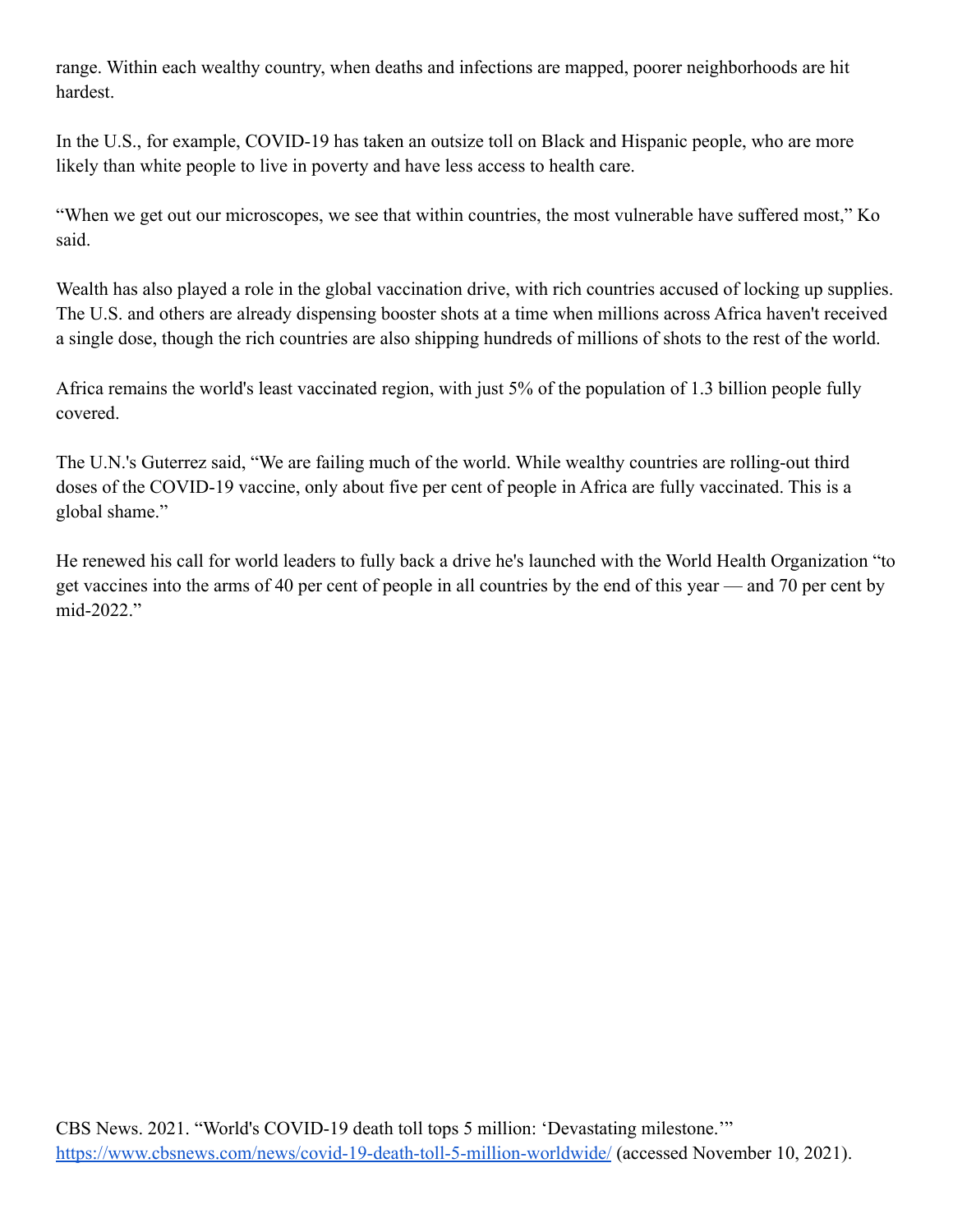range. Within each wealthy country, when deaths and infections are mapped, poorer neighborhoods are hit hardest.

In the U.S., for example, COVID-19 has taken an outsize toll on Black and Hispanic people, who are more likely than white people to live in poverty and have less access to health care.

"When we get out our microscopes, we see that within countries, the most vulnerable have suffered most," Ko said.

Wealth has also played a role in the global vaccination drive, with rich countries accused of locking up supplies. The U.S. and others are already dispensing booster shots at a time when millions across Africa haven't received a single dose, though the rich countries are also shipping hundreds of millions of shots to the rest of the world.

Africa remains the world's least vaccinated region, with just 5% of the population of 1.3 billion people fully covered.

The U.N.'s Guterrez said, "We are failing much of the world. While wealthy countries are rolling-out third doses of the COVID-19 vaccine, only about five per cent of people in Africa are fully vaccinated. This is a global shame."

He renewed his call for world leaders to fully back a drive he's launched with the World Health Organization "to get vaccines into the arms of 40 per cent of people in all countries by the end of this year — and 70 per cent by mid-2022."

CBS News. 2021. "World's COVID-19 death toll tops 5 million: 'Devastating milestone.'" [https://www.cbsnews.com/news/covid-19-death-toll-5-million-worldwide/](https://www.cbsnews.com/news/covid-19-death-toll-5-million-worldwide/) (accessed November 10, 2021).